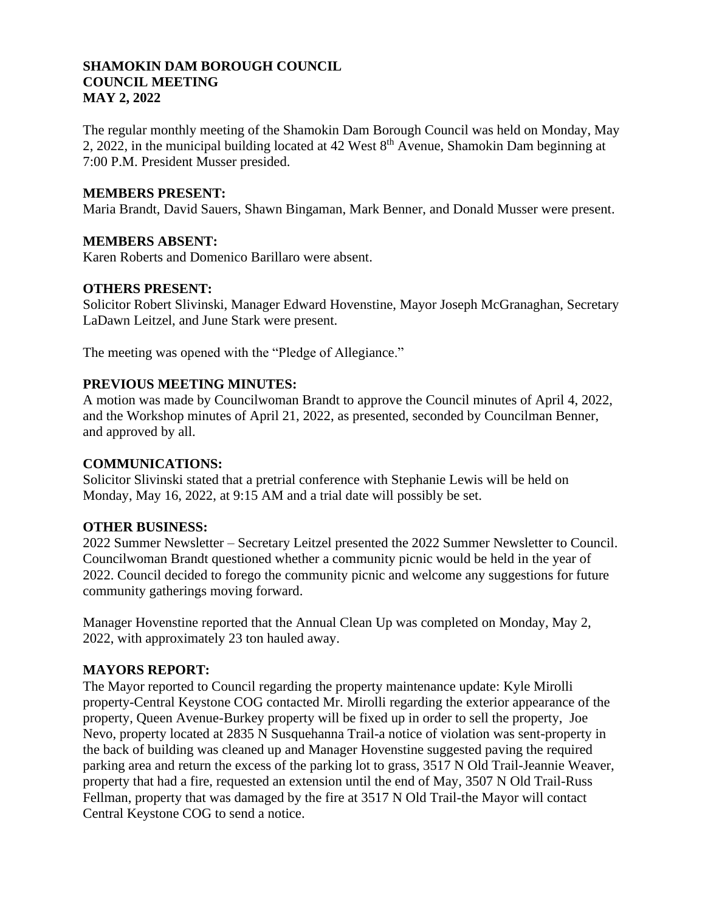**SHAMOKIN DAM BOROUGH COUNCIL**
**COUNCIL MEETING**
**MAY 2, 2022**

The regular monthly meeting of the Shamokin Dam Borough Council was held on Monday, May 2, 2022, in the municipal building located at 42 West 8th Avenue, Shamokin Dam beginning at 7:00 P.M. President Musser presided.

**MEMBERS PRESENT:**
Maria Brandt, David Sauers, Shawn Bingaman, Mark Benner, and Donald Musser were present.

**MEMBERS ABSENT:**
Karen Roberts and Domenico Barillaro were absent.

**OTHERS PRESENT:**
Solicitor Robert Slivinski, Manager Edward Hovenstine, Mayor Joseph McGranaghan, Secretary LaDawn Leitzel, and June Stark were present.

The meeting was opened with the "Pledge of Allegiance."

**PREVIOUS MEETING MINUTES:**
A motion was made by Councilwoman Brandt to approve the Council minutes of April 4, 2022, and the Workshop minutes of April 21, 2022, as presented, seconded by Councilman Benner, and approved by all.

**COMMUNICATIONS:**
Solicitor Slivinski stated that a pretrial conference with Stephanie Lewis will be held on Monday, May 16, 2022, at 9:15 AM and a trial date will possibly be set.

**OTHER BUSINESS:**
2022 Summer Newsletter – Secretary Leitzel presented the 2022 Summer Newsletter to Council. Councilwoman Brandt questioned whether a community picnic would be held in the year of 2022. Council decided to forego the community picnic and welcome any suggestions for future community gatherings moving forward.

Manager Hovenstine reported that the Annual Clean Up was completed on Monday, May 2, 2022, with approximately 23 ton hauled away.

**MAYORS REPORT:**
The Mayor reported to Council regarding the property maintenance update: Kyle Mirolli property-Central Keystone COG contacted Mr. Mirolli regarding the exterior appearance of the property, Queen Avenue-Burkey property will be fixed up in order to sell the property, Joe Nevo, property located at 2835 N Susquehanna Trail-a notice of violation was sent-property in the back of building was cleaned up and Manager Hovenstine suggested paving the required parking area and return the excess of the parking lot to grass, 3517 N Old Trail-Jeannie Weaver, property that had a fire, requested an extension until the end of May, 3507 N Old Trail-Russ Fellman, property that was damaged by the fire at 3517 N Old Trail-the Mayor will contact Central Keystone COG to send a notice.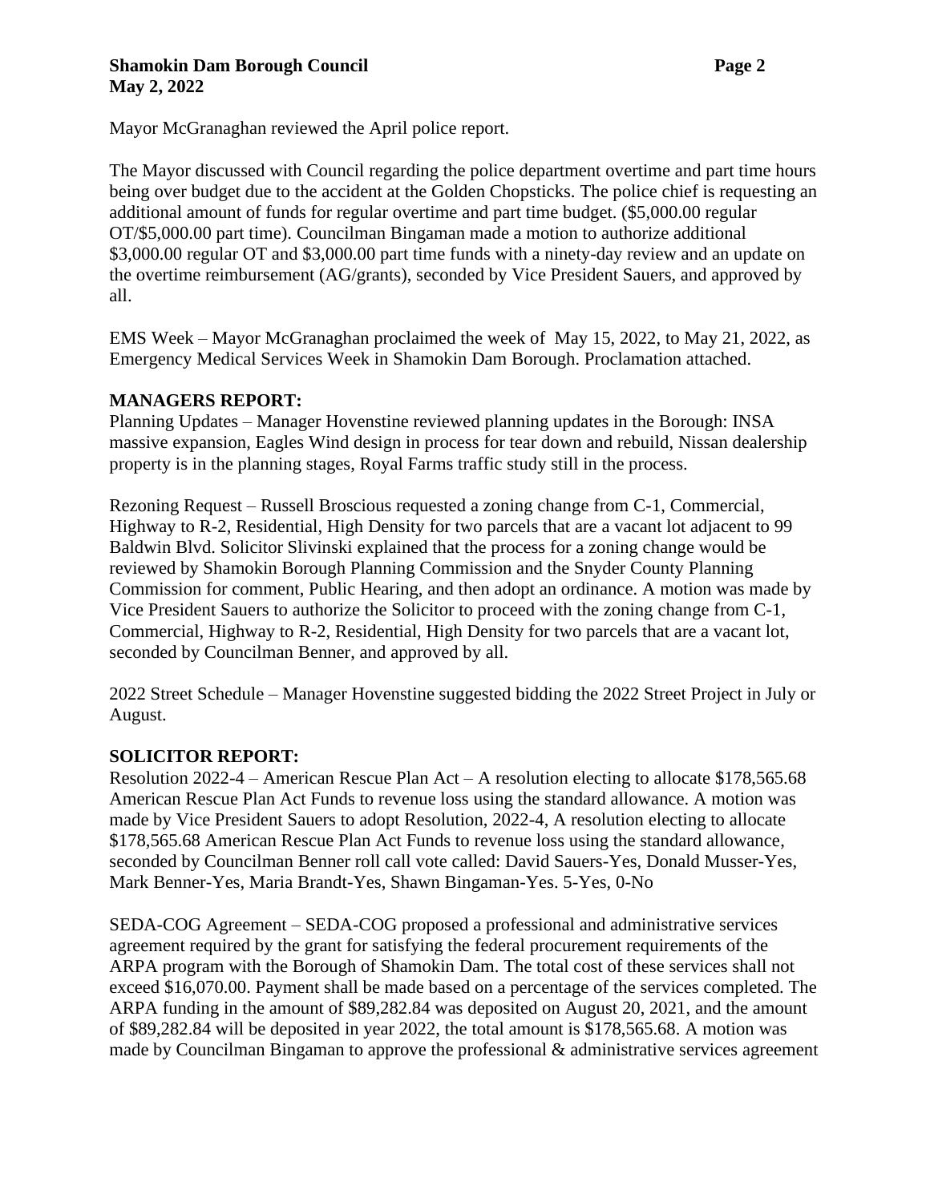Mayor McGranaghan reviewed the April police report.

The Mayor discussed with Council regarding the police department overtime and part time hours being over budget due to the accident at the Golden Chopsticks. The police chief is requesting an additional amount of funds for regular overtime and part time budget. ($5,000.00 regular OT/$5,000.00 part time). Councilman Bingaman made a motion to authorize additional $3,000.00 regular OT and $3,000.00 part time funds with a ninety-day review and an update on the overtime reimbursement (AG/grants), seconded by Vice President Sauers, and approved by all.

EMS Week – Mayor McGranaghan proclaimed the week of May 15, 2022, to May 21, 2022, as Emergency Medical Services Week in Shamokin Dam Borough. Proclamation attached.

**MANAGERS REPORT:**

Planning Updates – Manager Hovenstine reviewed planning updates in the Borough: INSA massive expansion, Eagles Wind design in process for tear down and rebuild, Nissan dealership property is in the planning stages, Royal Farms traffic study still in the process.

Rezoning Request – Russell Broscious requested a zoning change from C-1, Commercial, Highway to R-2, Residential, High Density for two parcels that are a vacant lot adjacent to 99 Baldwin Blvd. Solicitor Slivinski explained that the process for a zoning change would be reviewed by Shamokin Borough Planning Commission and the Snyder County Planning Commission for comment, Public Hearing, and then adopt an ordinance. A motion was made by Vice President Sauers to authorize the Solicitor to proceed with the zoning change from C-1, Commercial, Highway to R-2, Residential, High Density for two parcels that are a vacant lot, seconded by Councilman Benner, and approved by all.

2022 Street Schedule – Manager Hovenstine suggested bidding the 2022 Street Project in July or August.

**SOLICITOR REPORT:**

Resolution 2022-4 – American Rescue Plan Act – A resolution electing to allocate $178,565.68 American Rescue Plan Act Funds to revenue loss using the standard allowance. A motion was made by Vice President Sauers to adopt Resolution, 2022-4, A resolution electing to allocate $178,565.68 American Rescue Plan Act Funds to revenue loss using the standard allowance, seconded by Councilman Benner roll call vote called: David Sauers-Yes, Donald Musser-Yes, Mark Benner-Yes, Maria Brandt-Yes, Shawn Bingaman-Yes. 5-Yes, 0-No

SEDA-COG Agreement – SEDA-COG proposed a professional and administrative services agreement required by the grant for satisfying the federal procurement requirements of the ARPA program with the Borough of Shamokin Dam. The total cost of these services shall not exceed $16,070.00. Payment shall be made based on a percentage of the services completed. The ARPA funding in the amount of $89,282.84 was deposited on August 20, 2021, and the amount of $89,282.84 will be deposited in year 2022, the total amount is $178,565.68. A motion was made by Councilman Bingaman to approve the professional & administrative services agreement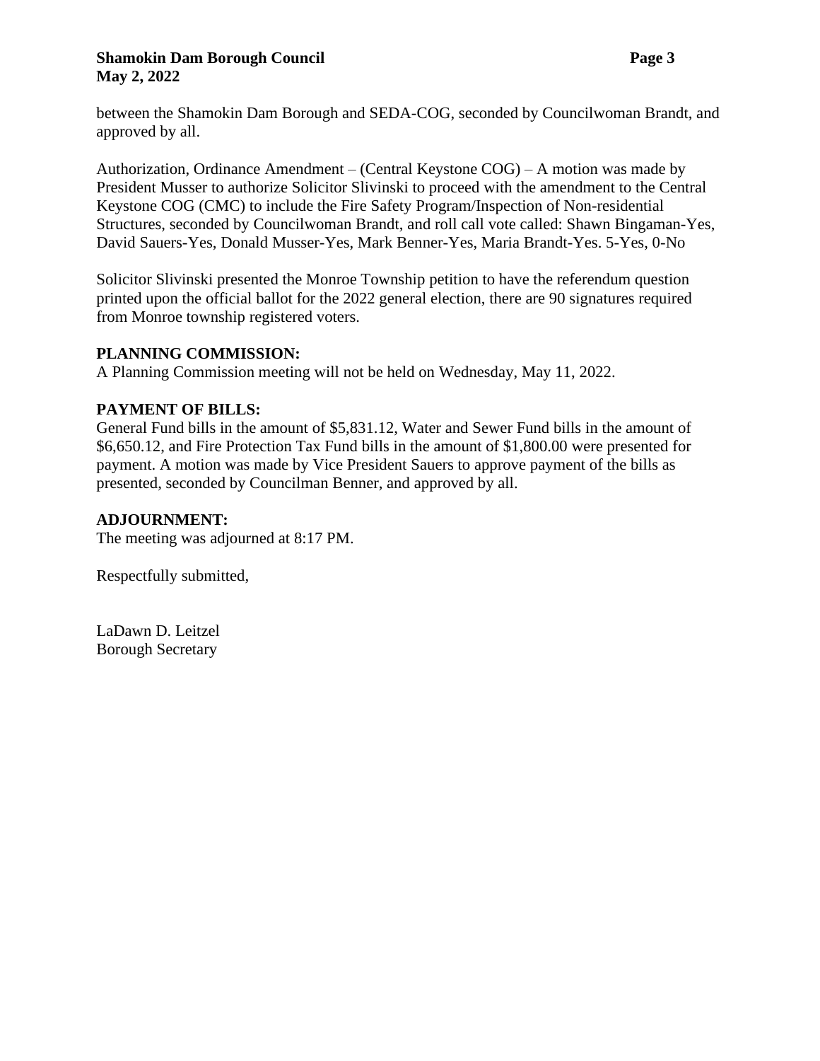between the Shamokin Dam Borough and SEDA-COG, seconded by Councilwoman Brandt, and approved by all.

Authorization, Ordinance Amendment – (Central Keystone COG) – A motion was made by President Musser to authorize Solicitor Slivinski to proceed with the amendment to the Central Keystone COG (CMC) to include the Fire Safety Program/Inspection of Non-residential Structures, seconded by Councilwoman Brandt, and roll call vote called: Shawn Bingaman-Yes, David Sauers-Yes, Donald Musser-Yes, Mark Benner-Yes, Maria Brandt-Yes. 5-Yes, 0-No

Solicitor Slivinski presented the Monroe Township petition to have the referendum question printed upon the official ballot for the 2022 general election, there are 90 signatures required from Monroe township registered voters.

**PLANNING COMMISSION:**
A Planning Commission meeting will not be held on Wednesday, May 11, 2022.

**PAYMENT OF BILLS:**
General Fund bills in the amount of $5,831.12, Water and Sewer Fund bills in the amount of $6,650.12, and Fire Protection Tax Fund bills in the amount of $1,800.00 were presented for payment. A motion was made by Vice President Sauers to approve payment of the bills as presented, seconded by Councilman Benner, and approved by all.

**ADJOURNMENT:**
The meeting was adjourned at 8:17 PM.

Respectfully submitted,

LaDawn D. Leitzel
Borough Secretary